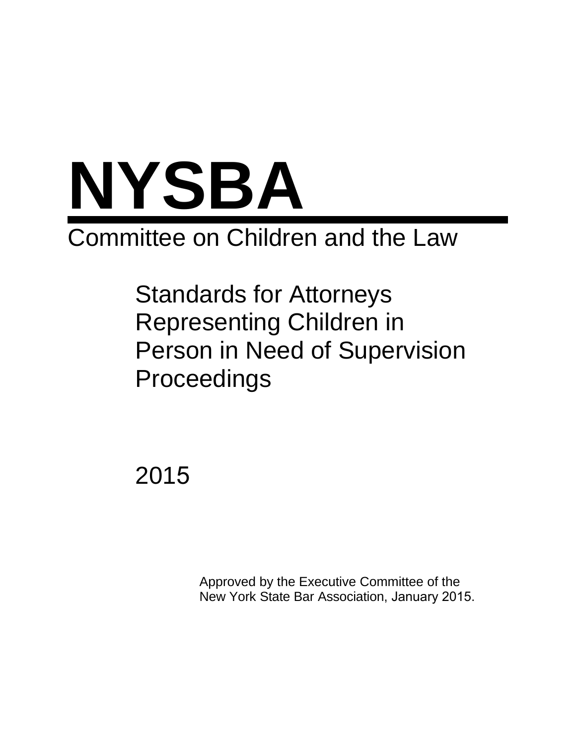# NYSBA

Committee on Children and the Law

## Standards for Attorneys Representing Children in Person in Need of Supervision Proceedings

2015

Approved by the Executive Committee of the New York State Bar Association, January 2015.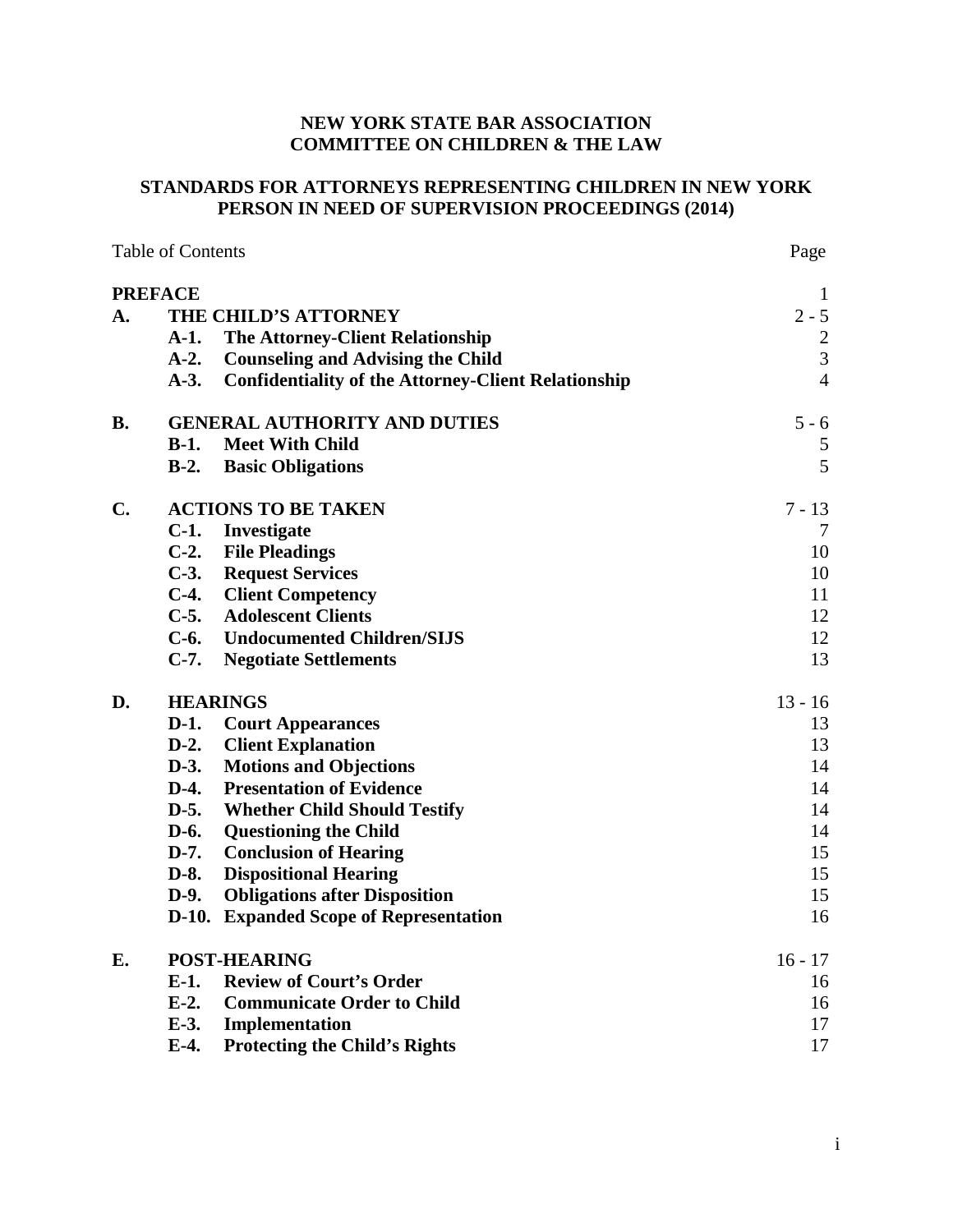**NEW YORK STATE BAR ASSOCIATION**
**COMMITTEE ON CHILDREN & THE LAW**

**STANDARDS FOR ATTORNEYS REPRESENTING CHILDREN IN NEW YORK PERSON IN NEED OF SUPERVISION PROCEEDINGS (2014)**

| Table of Contents | | Page |
|---|---|---|
| **PREFACE** | | 1 |
| **A.** | **THE CHILD'S ATTORNEY** | 2 - 5 |
| | **A-1. The Attorney-Client Relationship** | 2 |
| | **A-2. Counseling and Advising the Child** | 3 |
| | **A-3. Confidentiality of the Attorney-Client Relationship** | 4 |
| **B.** | **GENERAL AUTHORITY AND DUTIES** | 5 - 6 |
| | **B-1. Meet With Child** | 5 |
| | **B-2. Basic Obligations** | 5 |
| **C.** | **ACTIONS TO BE TAKEN** | 7 - 13 |
| | **C-1. Investigate** | 7 |
| | **C-2. File Pleadings** | 10 |
| | **C-3. Request Services** | 10 |
| | **C-4. Client Competency** | 11 |
| | **C-5. Adolescent Clients** | 12 |
| | **C-6. Undocumented Children/SIJS** | 12 |
| | **C-7. Negotiate Settlements** | 13 |
| **D.** | **HEARINGS** | 13 - 16 |
| | **D-1. Court Appearances** | 13 |
| | **D-2. Client Explanation** | 13 |
| | **D-3. Motions and Objections** | 14 |
| | **D-4. Presentation of Evidence** | 14 |
| | **D-5. Whether Child Should Testify** | 14 |
| | **D-6. Questioning the Child** | 14 |
| | **D-7. Conclusion of Hearing** | 15 |
| | **D-8. Dispositional Hearing** | 15 |
| | **D-9. Obligations after Disposition** | 15 |
| | **D-10. Expanded Scope of Representation** | 16 |
| **E.** | **POST-HEARING** | 16 - 17 |
| | **E-1. Review of Court's Order** | 16 |
| | **E-2. Communicate Order to Child** | 16 |
| | **E-3. Implementation** | 17 |
| | **E-4. Protecting the Child's Rights** | 17 |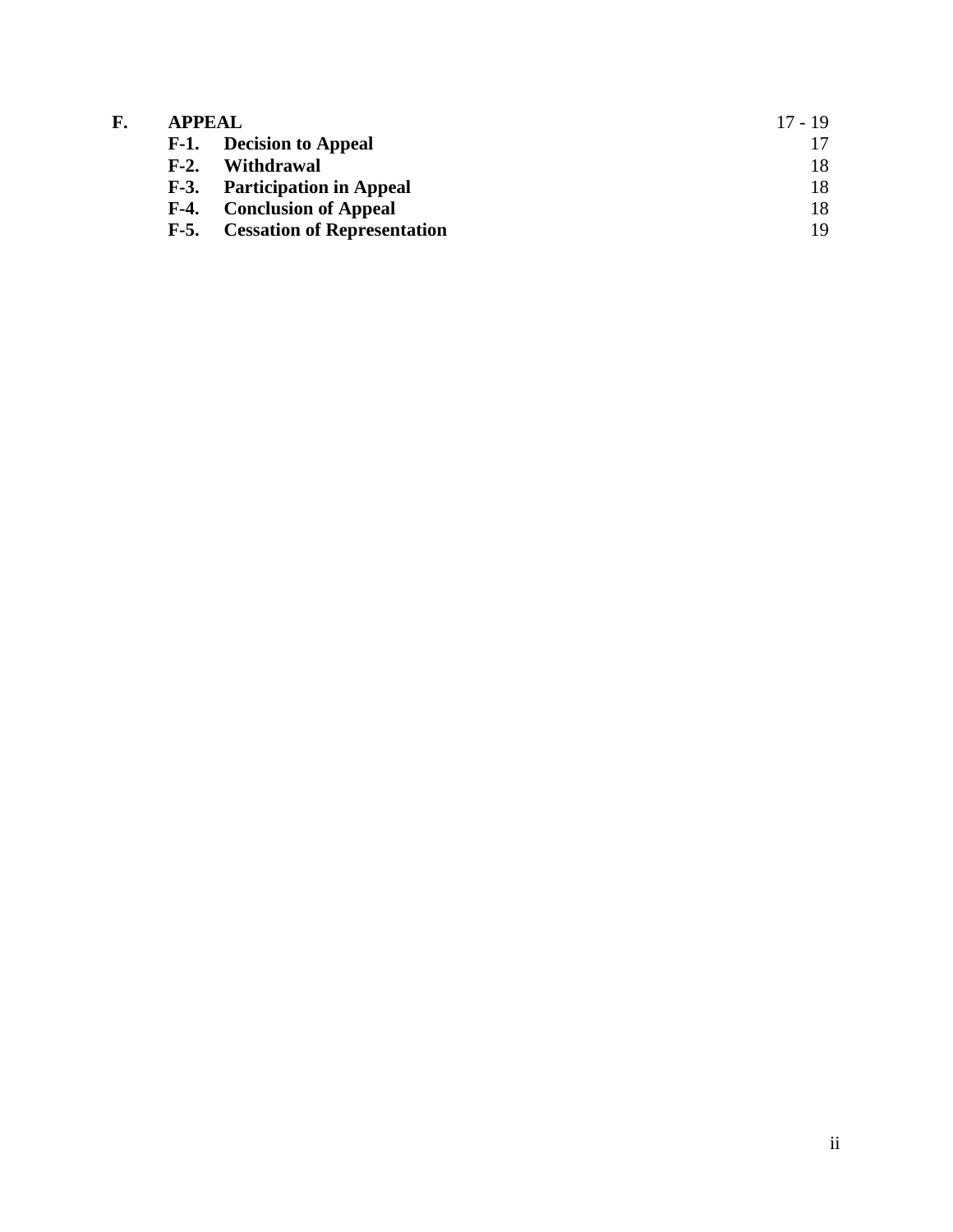| | | |
|---|---|---|
| **F.** | **APPEAL** | 17 - 19 |
| | **F-1. Decision to Appeal** | 17 |
| | **F-2. Withdrawal** | 18 |
| | **F-3. Participation in Appeal** | 18 |
| | **F-4. Conclusion of Appeal** | 18 |
| | **F-5. Cessation of Representation** | 19 |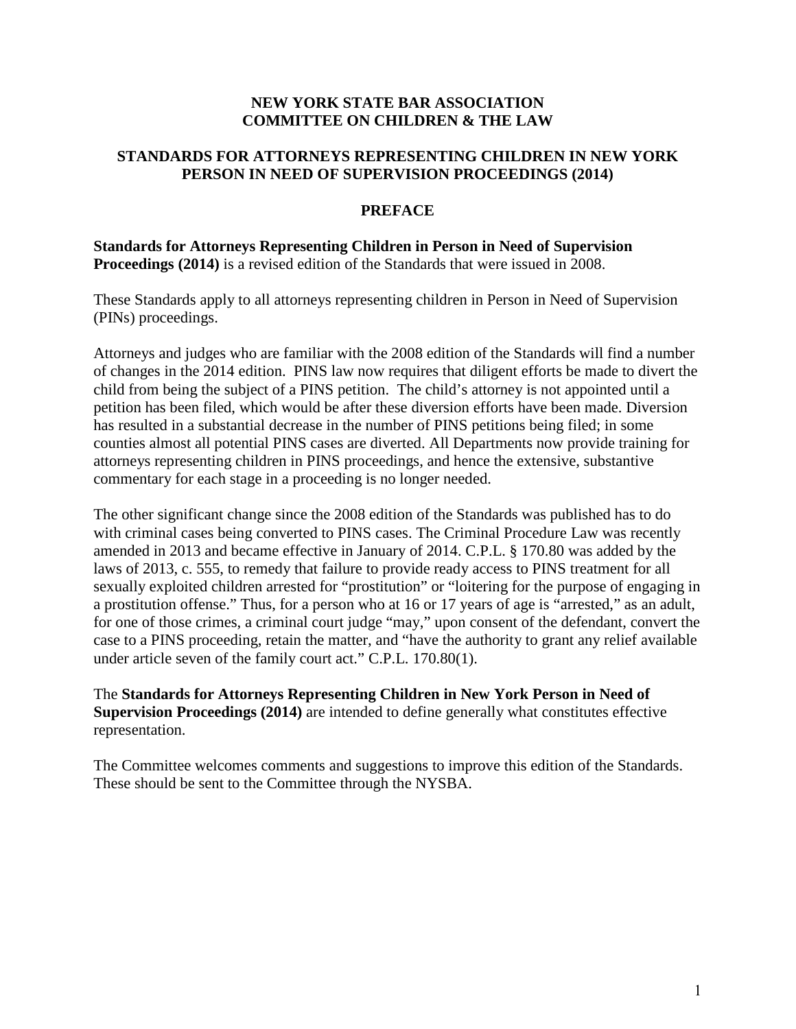**NEW YORK STATE BAR ASSOCIATION**
**COMMITTEE ON CHILDREN & THE LAW**

**STANDARDS FOR ATTORNEYS REPRESENTING CHILDREN IN NEW YORK PERSON IN NEED OF SUPERVISION PROCEEDINGS (2014)**

## PREFACE

**Standards for Attorneys Representing Children in Person in Need of Supervision Proceedings (2014)** is a revised edition of the Standards that were issued in 2008.

These Standards apply to all attorneys representing children in Person in Need of Supervision (PINs) proceedings.

Attorneys and judges who are familiar with the 2008 edition of the Standards will find a number of changes in the 2014 edition. PINS law now requires that diligent efforts be made to divert the child from being the subject of a PINS petition. The child's attorney is not appointed until a petition has been filed, which would be after these diversion efforts have been made. Diversion has resulted in a substantial decrease in the number of PINS petitions being filed; in some counties almost all potential PINS cases are diverted. All Departments now provide training for attorneys representing children in PINS proceedings, and hence the extensive, substantive commentary for each stage in a proceeding is no longer needed.

The other significant change since the 2008 edition of the Standards was published has to do with criminal cases being converted to PINS cases. The Criminal Procedure Law was recently amended in 2013 and became effective in January of 2014. C.P.L. § 170.80 was added by the laws of 2013, c. 555, to remedy that failure to provide ready access to PINS treatment for all sexually exploited children arrested for "prostitution" or "loitering for the purpose of engaging in a prostitution offense." Thus, for a person who at 16 or 17 years of age is "arrested," as an adult, for one of those crimes, a criminal court judge "may," upon consent of the defendant, convert the case to a PINS proceeding, retain the matter, and "have the authority to grant any relief available under article seven of the family court act." C.P.L. 170.80(1).

The **Standards for Attorneys Representing Children in New York Person in Need of Supervision Proceedings (2014)** are intended to define generally what constitutes effective representation.

The Committee welcomes comments and suggestions to improve this edition of the Standards. These should be sent to the Committee through the NYSBA.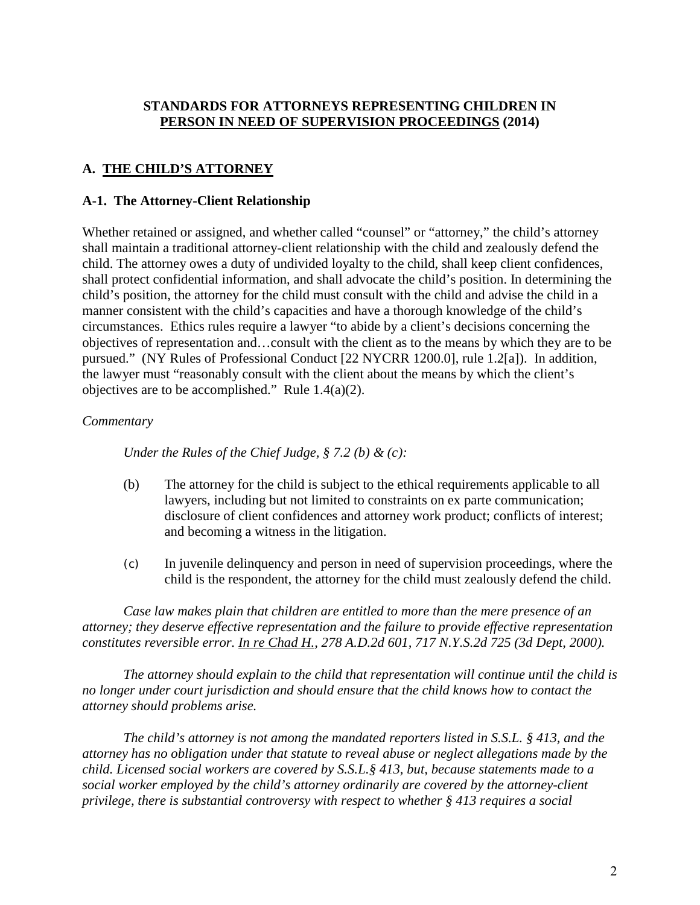**STANDARDS FOR ATTORNEYS REPRESENTING CHILDREN IN <u>PERSON IN NEED OF SUPERVISION PROCEEDINGS</u> (2014)**

## A. <u>THE CHILD'S ATTORNEY</u>

### A-1. The Attorney-Client Relationship

Whether retained or assigned, and whether called "counsel" or "attorney," the child's attorney shall maintain a traditional attorney-client relationship with the child and zealously defend the child. The attorney owes a duty of undivided loyalty to the child, shall keep client confidences, shall protect confidential information, and shall advocate the child's position. In determining the child's position, the attorney for the child must consult with the child and advise the child in a manner consistent with the child's capacities and have a thorough knowledge of the child's circumstances. Ethics rules require a lawyer "to abide by a client's decisions concerning the objectives of representation and…consult with the client as to the means by which they are to be pursued." (NY Rules of Professional Conduct [22 NYCRR 1200.0], rule 1.2[a]). In addition, the lawyer must "reasonably consult with the client about the means by which the client's objectives are to be accomplished." Rule 1.4(a)(2).

*Commentary*

*Under the Rules of the Chief Judge, § 7.2 (b) & (c):*

(b) The attorney for the child is subject to the ethical requirements applicable to all lawyers, including but not limited to constraints on ex parte communication; disclosure of client confidences and attorney work product; conflicts of interest; and becoming a witness in the litigation.

(c) In juvenile delinquency and person in need of supervision proceedings, where the child is the respondent, the attorney for the child must zealously defend the child.

*Case law makes plain that children are entitled to more than the mere presence of an attorney; they deserve effective representation and the failure to provide effective representation constitutes reversible error. <u>In re Chad H.</u>, 278 A.D.2d 601, 717 N.Y.S.2d 725 (3d Dept, 2000).*

*The attorney should explain to the child that representation will continue until the child is no longer under court jurisdiction and should ensure that the child knows how to contact the attorney should problems arise.*

*The child's attorney is not among the mandated reporters listed in S.S.L. § 413, and the attorney has no obligation under that statute to reveal abuse or neglect allegations made by the child. Licensed social workers are covered by S.S.L.§ 413, but, because statements made to a social worker employed by the child's attorney ordinarily are covered by the attorney-client privilege, there is substantial controversy with respect to whether § 413 requires a social*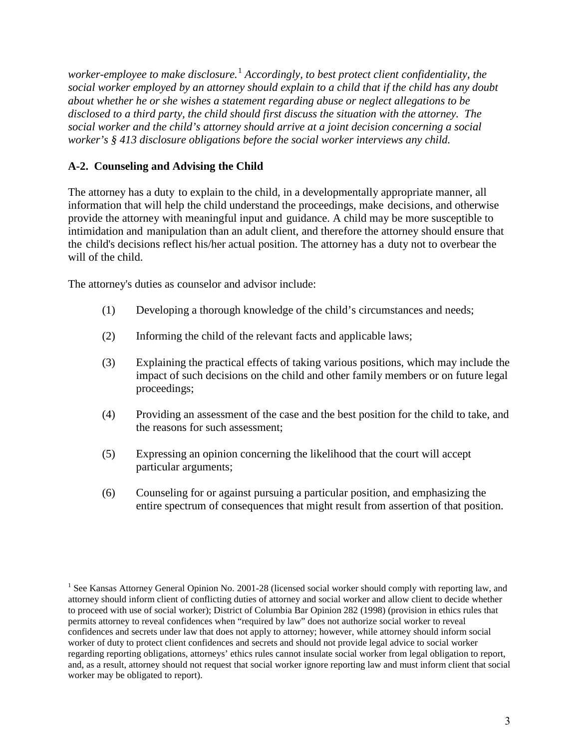*worker-employee to make disclosure.*[1] *Accordingly, to best protect client confidentiality, the social worker employed by an attorney should explain to a child that if the child has any doubt about whether he or she wishes a statement regarding abuse or neglect allegations to be disclosed to a third party, the child should first discuss the situation with the attorney. The social worker and the child's attorney should arrive at a joint decision concerning a social worker's § 413 disclosure obligations before the social worker interviews any child.*

### A-2. Counseling and Advising the Child

The attorney has a duty to explain to the child, in a developmentally appropriate manner, all information that will help the child understand the proceedings, make decisions, and otherwise provide the attorney with meaningful input and guidance. A child may be more susceptible to intimidation and manipulation than an adult client, and therefore the attorney should ensure that the child's decisions reflect his/her actual position. The attorney has a duty not to overbear the will of the child.

The attorney's duties as counselor and advisor include:

(1) Developing a thorough knowledge of the child's circumstances and needs;

(2) Informing the child of the relevant facts and applicable laws;

(3) Explaining the practical effects of taking various positions, which may include the impact of such decisions on the child and other family members or on future legal proceedings;

(4) Providing an assessment of the case and the best position for the child to take, and the reasons for such assessment;

(5) Expressing an opinion concerning the likelihood that the court will accept particular arguments;

(6) Counseling for or against pursuing a particular position, and emphasizing the entire spectrum of consequences that might result from assertion of that position.

---

[1] See Kansas Attorney General Opinion No. 2001-28 (licensed social worker should comply with reporting law, and attorney should inform client of conflicting duties of attorney and social worker and allow client to decide whether to proceed with use of social worker); District of Columbia Bar Opinion 282 (1998) (provision in ethics rules that permits attorney to reveal confidences when "required by law" does not authorize social worker to reveal confidences and secrets under law that does not apply to attorney; however, while attorney should inform social worker of duty to protect client confidences and secrets and should not provide legal advice to social worker regarding reporting obligations, attorneys' ethics rules cannot insulate social worker from legal obligation to report, and, as a result, attorney should not request that social worker ignore reporting law and must inform client that social worker may be obligated to report).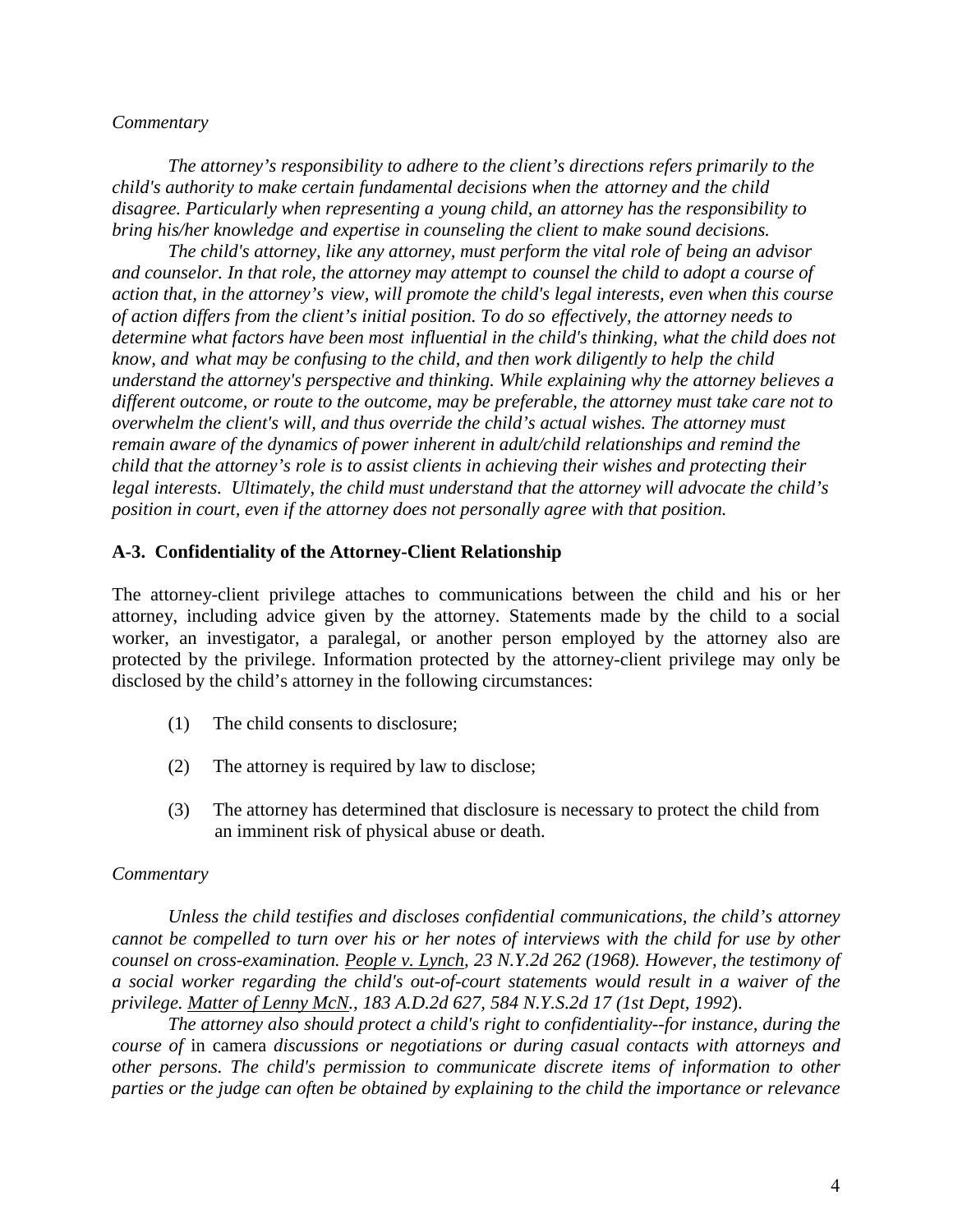*Commentary*

*The attorney's responsibility to adhere to the client's directions refers primarily to the child's authority to make certain fundamental decisions when the attorney and the child disagree. Particularly when representing a young child, an attorney has the responsibility to bring his/her knowledge and expertise in counseling the client to make sound decisions.*

*The child's attorney, like any attorney, must perform the vital role of being an advisor and counselor. In that role, the attorney may attempt to counsel the child to adopt a course of action that, in the attorney's view, will promote the child's legal interests, even when this course of action differs from the client's initial position. To do so effectively, the attorney needs to determine what factors have been most influential in the child's thinking, what the child does not know, and what may be confusing to the child, and then work diligently to help the child understand the attorney's perspective and thinking. While explaining why the attorney believes a different outcome, or route to the outcome, may be preferable, the attorney must take care not to overwhelm the client's will, and thus override the child's actual wishes. The attorney must remain aware of the dynamics of power inherent in adult/child relationships and remind the child that the attorney's role is to assist clients in achieving their wishes and protecting their legal interests. Ultimately, the child must understand that the attorney will advocate the child's position in court, even if the attorney does not personally agree with that position.*

### A-3. Confidentiality of the Attorney-Client Relationship

The attorney-client privilege attaches to communications between the child and his or her attorney, including advice given by the attorney. Statements made by the child to a social worker, an investigator, a paralegal, or another person employed by the attorney also are protected by the privilege. Information protected by the attorney-client privilege may only be disclosed by the child's attorney in the following circumstances:

(1) The child consents to disclosure;

(2) The attorney is required by law to disclose;

(3) The attorney has determined that disclosure is necessary to protect the child from an imminent risk of physical abuse or death.

*Commentary*

*Unless the child testifies and discloses confidential communications, the child's attorney cannot be compelled to turn over his or her notes of interviews with the child for use by other counsel on cross-examination. People v. Lynch, 23 N.Y.2d 262 (1968). However, the testimony of a social worker regarding the child's out-of-court statements would result in a waiver of the privilege. Matter of Lenny McN., 183 A.D.2d 627, 584 N.Y.S.2d 17 (1st Dept, 1992).*

*The attorney also should protect a child's right to confidentiality--for instance, during the course of* in camera *discussions or negotiations or during casual contacts with attorneys and other persons. The child's permission to communicate discrete items of information to other parties or the judge can often be obtained by explaining to the child the importance or relevance*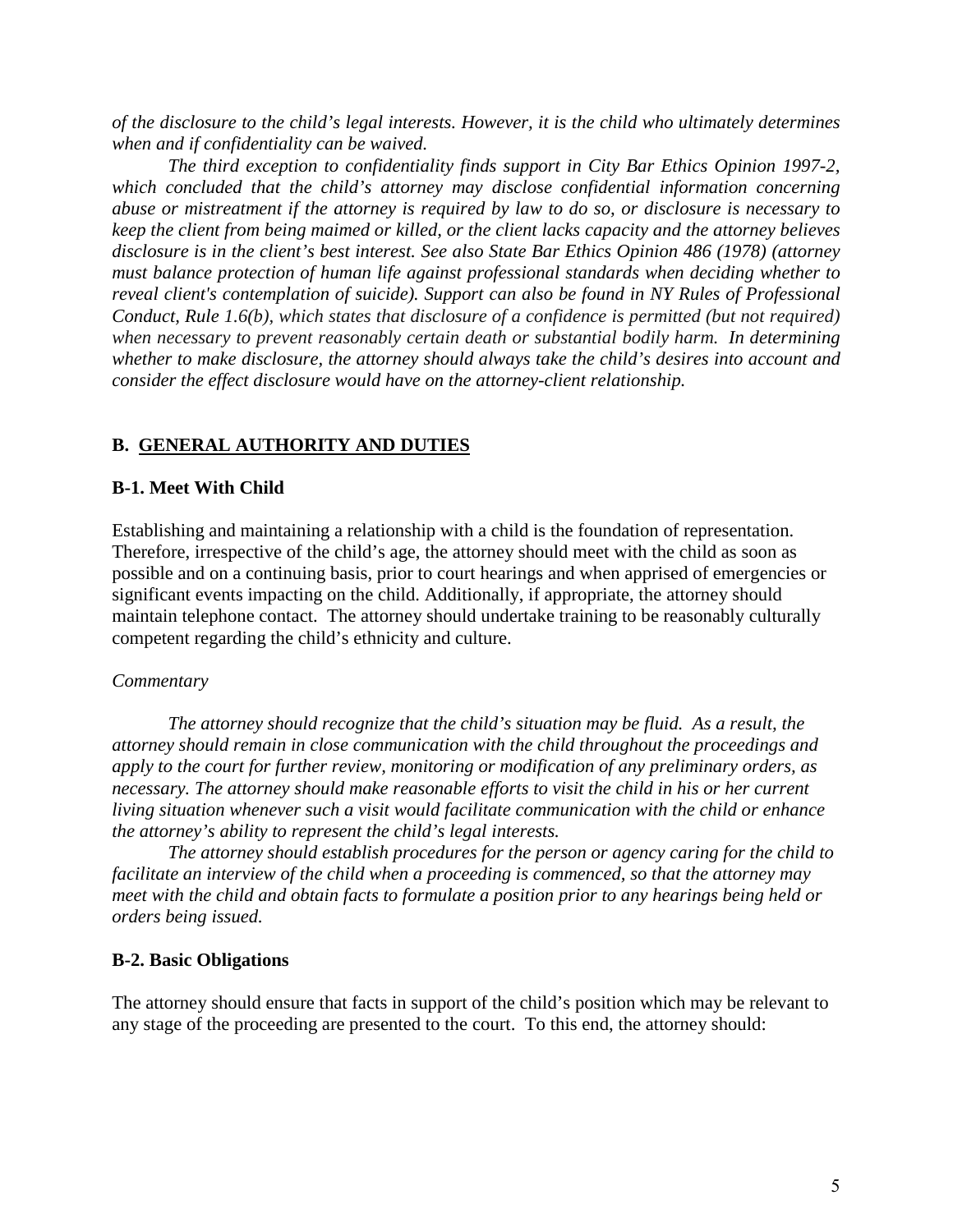*of the disclosure to the child's legal interests. However, it is the child who ultimately determines when and if confidentiality can be waived.*

*The third exception to confidentiality finds support in City Bar Ethics Opinion 1997-2, which concluded that the child's attorney may disclose confidential information concerning abuse or mistreatment if the attorney is required by law to do so, or disclosure is necessary to keep the client from being maimed or killed, or the client lacks capacity and the attorney believes disclosure is in the client's best interest. See also State Bar Ethics Opinion 486 (1978) (attorney must balance protection of human life against professional standards when deciding whether to reveal client's contemplation of suicide). Support can also be found in NY Rules of Professional Conduct, Rule 1.6(b), which states that disclosure of a confidence is permitted (but not required) when necessary to prevent reasonably certain death or substantial bodily harm. In determining whether to make disclosure, the attorney should always take the child's desires into account and consider the effect disclosure would have on the attorney-client relationship.*

## B. GENERAL AUTHORITY AND DUTIES

### B-1. Meet With Child

Establishing and maintaining a relationship with a child is the foundation of representation. Therefore, irrespective of the child's age, the attorney should meet with the child as soon as possible and on a continuing basis, prior to court hearings and when apprised of emergencies or significant events impacting on the child. Additionally, if appropriate, the attorney should maintain telephone contact. The attorney should undertake training to be reasonably culturally competent regarding the child's ethnicity and culture.

*Commentary*

*The attorney should recognize that the child's situation may be fluid. As a result, the attorney should remain in close communication with the child throughout the proceedings and apply to the court for further review, monitoring or modification of any preliminary orders, as necessary. The attorney should make reasonable efforts to visit the child in his or her current living situation whenever such a visit would facilitate communication with the child or enhance the attorney's ability to represent the child's legal interests.*

*The attorney should establish procedures for the person or agency caring for the child to facilitate an interview of the child when a proceeding is commenced, so that the attorney may meet with the child and obtain facts to formulate a position prior to any hearings being held or orders being issued.*

### B-2. Basic Obligations

The attorney should ensure that facts in support of the child's position which may be relevant to any stage of the proceeding are presented to the court. To this end, the attorney should: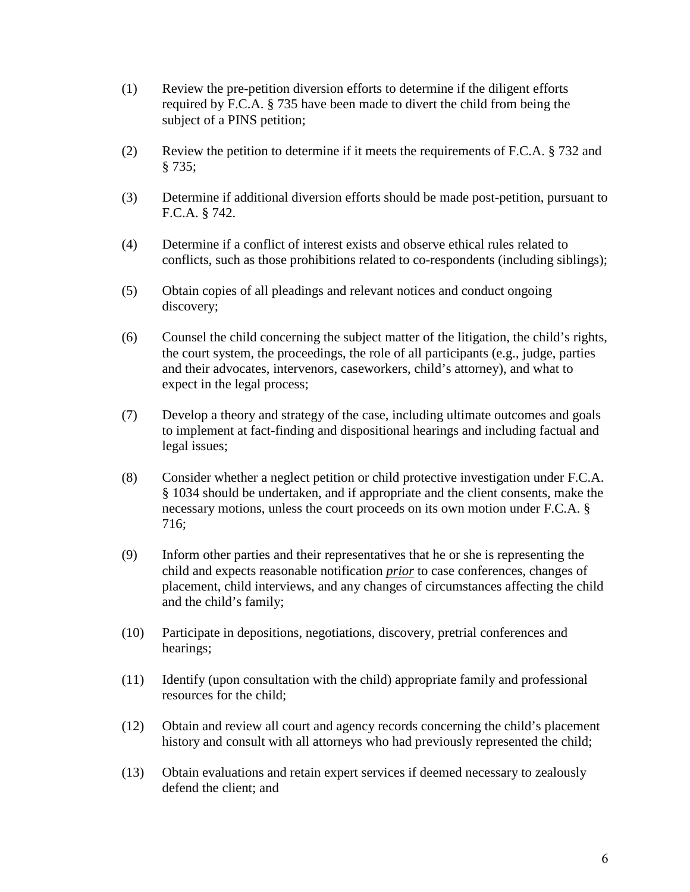(1) Review the pre-petition diversion efforts to determine if the diligent efforts required by F.C.A. § 735 have been made to divert the child from being the subject of a PINS petition;

(2) Review the petition to determine if it meets the requirements of F.C.A. § 732 and § 735;

(3) Determine if additional diversion efforts should be made post-petition, pursuant to F.C.A. § 742.

(4) Determine if a conflict of interest exists and observe ethical rules related to conflicts, such as those prohibitions related to co-respondents (including siblings);

(5) Obtain copies of all pleadings and relevant notices and conduct ongoing discovery;

(6) Counsel the child concerning the subject matter of the litigation, the child's rights, the court system, the proceedings, the role of all participants (e.g., judge, parties and their advocates, intervenors, caseworkers, child's attorney), and what to expect in the legal process;

(7) Develop a theory and strategy of the case, including ultimate outcomes and goals to implement at fact-finding and dispositional hearings and including factual and legal issues;

(8) Consider whether a neglect petition or child protective investigation under F.C.A. § 1034 should be undertaken, and if appropriate and the client consents, make the necessary motions, unless the court proceeds on its own motion under F.C.A. § 716;

(9) Inform other parties and their representatives that he or she is representing the child and expects reasonable notification ***prior*** to case conferences, changes of placement, child interviews, and any changes of circumstances affecting the child and the child's family;

(10) Participate in depositions, negotiations, discovery, pretrial conferences and hearings;

(11) Identify (upon consultation with the child) appropriate family and professional resources for the child;

(12) Obtain and review all court and agency records concerning the child's placement history and consult with all attorneys who had previously represented the child;

(13) Obtain evaluations and retain expert services if deemed necessary to zealously defend the client; and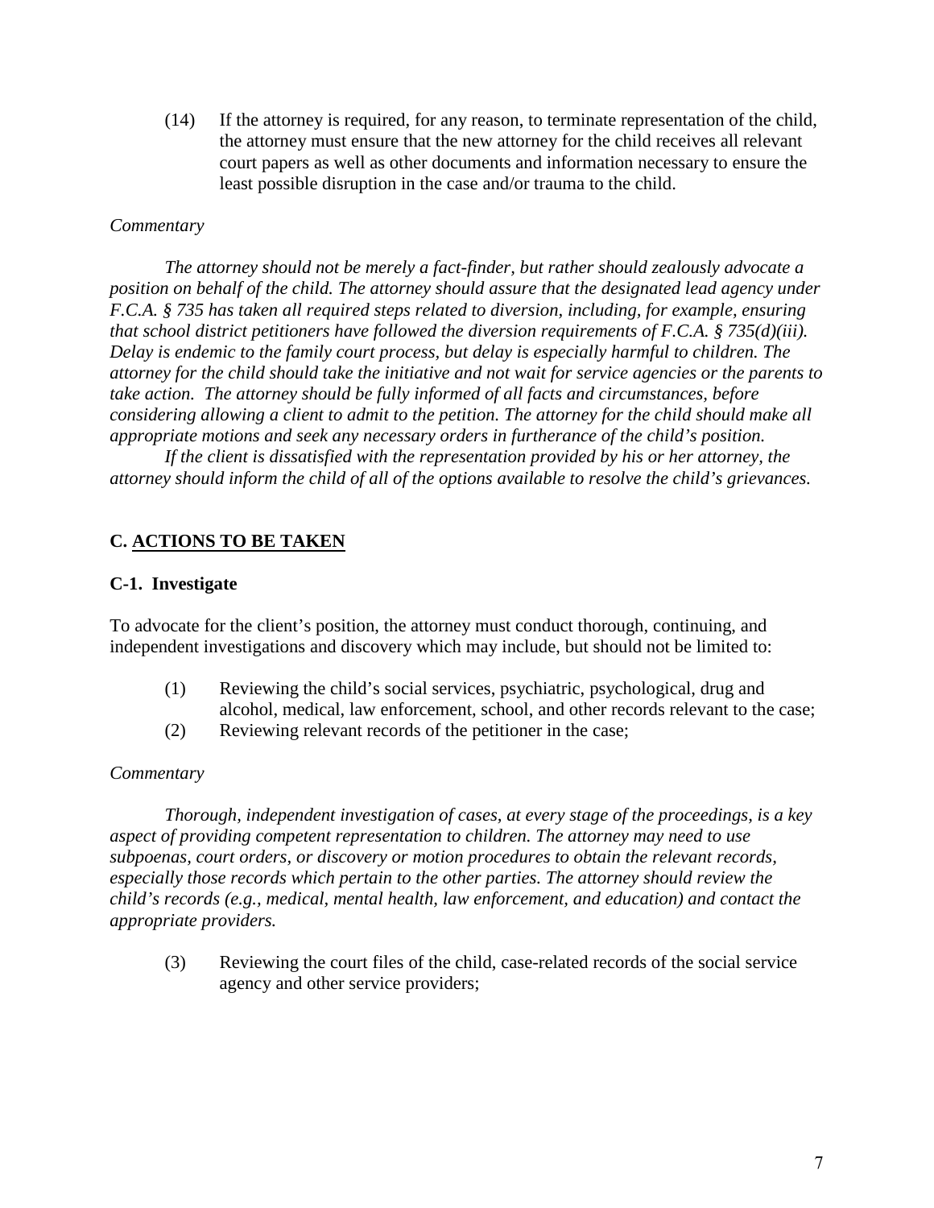(14) If the attorney is required, for any reason, to terminate representation of the child, the attorney must ensure that the new attorney for the child receives all relevant court papers as well as other documents and information necessary to ensure the least possible disruption in the case and/or trauma to the child.

*Commentary*

*The attorney should not be merely a fact-finder, but rather should zealously advocate a position on behalf of the child. The attorney should assure that the designated lead agency under F.C.A. § 735 has taken all required steps related to diversion, including, for example, ensuring that school district petitioners have followed the diversion requirements of F.C.A. § 735(d)(iii). Delay is endemic to the family court process, but delay is especially harmful to children. The attorney for the child should take the initiative and not wait for service agencies or the parents to take action. The attorney should be fully informed of all facts and circumstances, before considering allowing a client to admit to the petition. The attorney for the child should make all appropriate motions and seek any necessary orders in furtherance of the child's position.*

*If the client is dissatisfied with the representation provided by his or her attorney, the attorney should inform the child of all of the options available to resolve the child's grievances.*

## C. ACTIONS TO BE TAKEN

### C-1. Investigate

To advocate for the client's position, the attorney must conduct thorough, continuing, and independent investigations and discovery which may include, but should not be limited to:

(1) Reviewing the child's social services, psychiatric, psychological, drug and alcohol, medical, law enforcement, school, and other records relevant to the case;

(2) Reviewing relevant records of the petitioner in the case;

*Commentary*

*Thorough, independent investigation of cases, at every stage of the proceedings, is a key aspect of providing competent representation to children. The attorney may need to use subpoenas, court orders, or discovery or motion procedures to obtain the relevant records, especially those records which pertain to the other parties. The attorney should review the child's records (e.g., medical, mental health, law enforcement, and education) and contact the appropriate providers.*

(3) Reviewing the court files of the child, case-related records of the social service agency and other service providers;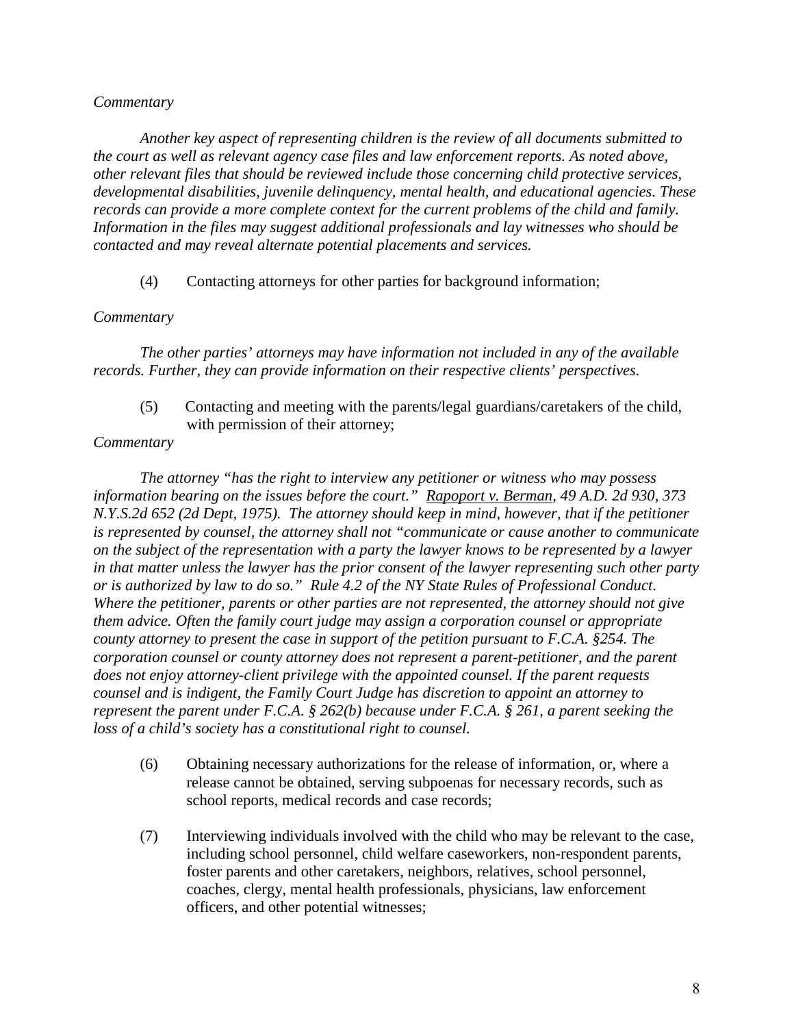*Commentary*

*Another key aspect of representing children is the review of all documents submitted to the court as well as relevant agency case files and law enforcement reports. As noted above, other relevant files that should be reviewed include those concerning child protective services, developmental disabilities, juvenile delinquency, mental health, and educational agencies. These records can provide a more complete context for the current problems of the child and family. Information in the files may suggest additional professionals and lay witnesses who should be contacted and may reveal alternate potential placements and services.*

(4) Contacting attorneys for other parties for background information;

*Commentary*

*The other parties' attorneys may have information not included in any of the available records. Further, they can provide information on their respective clients' perspectives.*

(5) Contacting and meeting with the parents/legal guardians/caretakers of the child, with permission of their attorney;

*Commentary*

*The attorney "has the right to interview any petitioner or witness who may possess information bearing on the issues before the court."* *<u>Rapoport v. Berman</u>, 49 A.D. 2d 930, 373 N.Y.S.2d 652 (2d Dept, 1975). The attorney should keep in mind, however, that if the petitioner is represented by counsel, the attorney shall not "communicate or cause another to communicate on the subject of the representation with a party the lawyer knows to be represented by a lawyer in that matter unless the lawyer has the prior consent of the lawyer representing such other party or is authorized by law to do so." Rule 4.2 of the NY State Rules of Professional Conduct. Where the petitioner, parents or other parties are not represented, the attorney should not give them advice. Often the family court judge may assign a corporation counsel or appropriate county attorney to present the case in support of the petition pursuant to F.C.A. §254. The corporation counsel or county attorney does not represent a parent-petitioner, and the parent does not enjoy attorney-client privilege with the appointed counsel. If the parent requests counsel and is indigent, the Family Court Judge has discretion to appoint an attorney to represent the parent under F.C.A. § 262(b) because under F.C.A. § 261, a parent seeking the loss of a child's society has a constitutional right to counsel.*

(6) Obtaining necessary authorizations for the release of information, or, where a release cannot be obtained, serving subpoenas for necessary records, such as school reports, medical records and case records;

(7) Interviewing individuals involved with the child who may be relevant to the case, including school personnel, child welfare caseworkers, non-respondent parents, foster parents and other caretakers, neighbors, relatives, school personnel, coaches, clergy, mental health professionals, physicians, law enforcement officers, and other potential witnesses;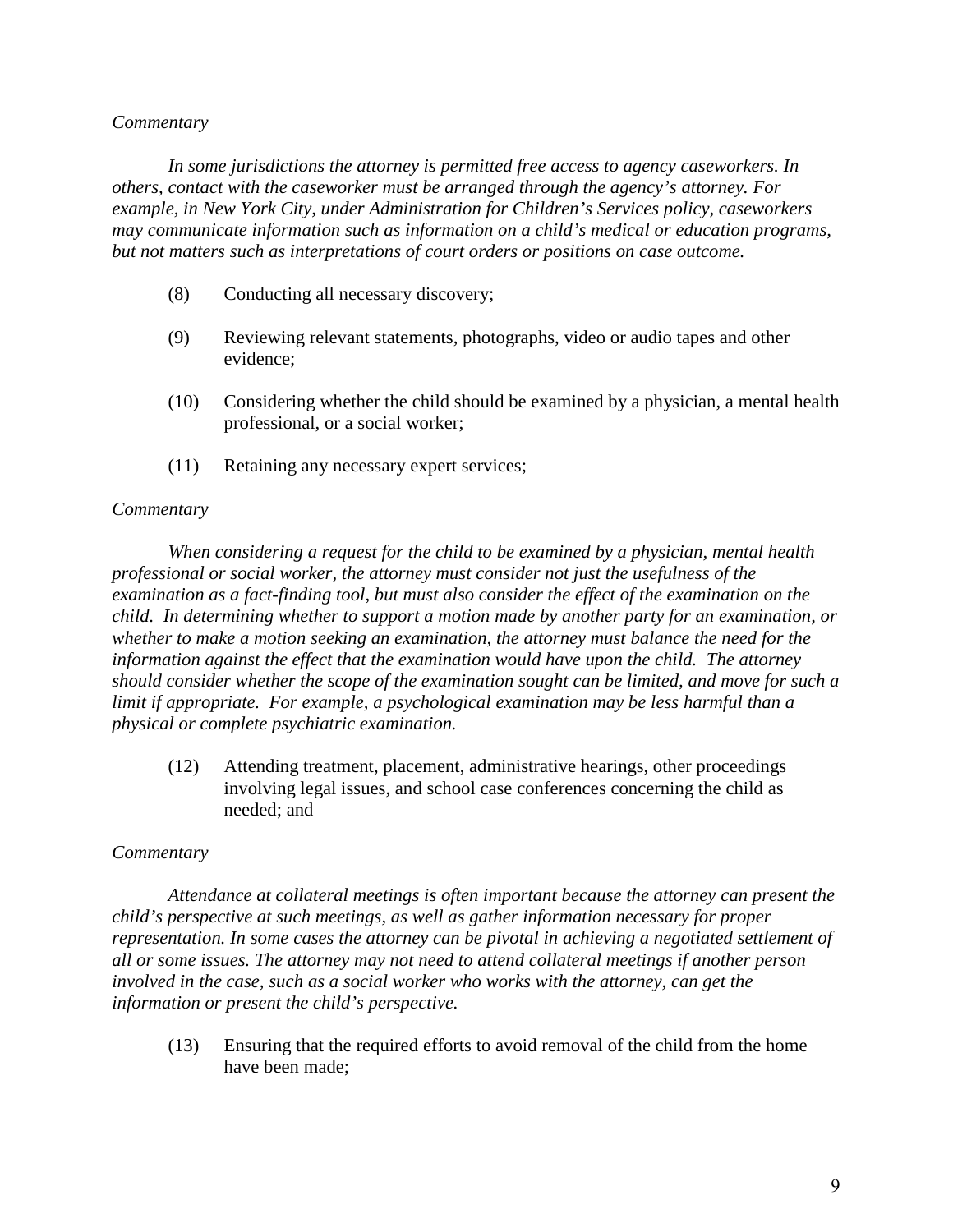*Commentary*

*In some jurisdictions the attorney is permitted free access to agency caseworkers. In others, contact with the caseworker must be arranged through the agency's attorney. For example, in New York City, under Administration for Children's Services policy, caseworkers may communicate information such as information on a child's medical or education programs, but not matters such as interpretations of court orders or positions on case outcome.*

(8) Conducting all necessary discovery;

(9) Reviewing relevant statements, photographs, video or audio tapes and other evidence;

(10) Considering whether the child should be examined by a physician, a mental health professional, or a social worker;

(11) Retaining any necessary expert services;

*Commentary*

*When considering a request for the child to be examined by a physician, mental health professional or social worker, the attorney must consider not just the usefulness of the examination as a fact-finding tool, but must also consider the effect of the examination on the child. In determining whether to support a motion made by another party for an examination, or whether to make a motion seeking an examination, the attorney must balance the need for the information against the effect that the examination would have upon the child. The attorney should consider whether the scope of the examination sought can be limited, and move for such a limit if appropriate. For example, a psychological examination may be less harmful than a physical or complete psychiatric examination.*

(12) Attending treatment, placement, administrative hearings, other proceedings involving legal issues, and school case conferences concerning the child as needed; and

*Commentary*

*Attendance at collateral meetings is often important because the attorney can present the child's perspective at such meetings, as well as gather information necessary for proper representation. In some cases the attorney can be pivotal in achieving a negotiated settlement of all or some issues. The attorney may not need to attend collateral meetings if another person involved in the case, such as a social worker who works with the attorney, can get the information or present the child's perspective.*

(13) Ensuring that the required efforts to avoid removal of the child from the home have been made;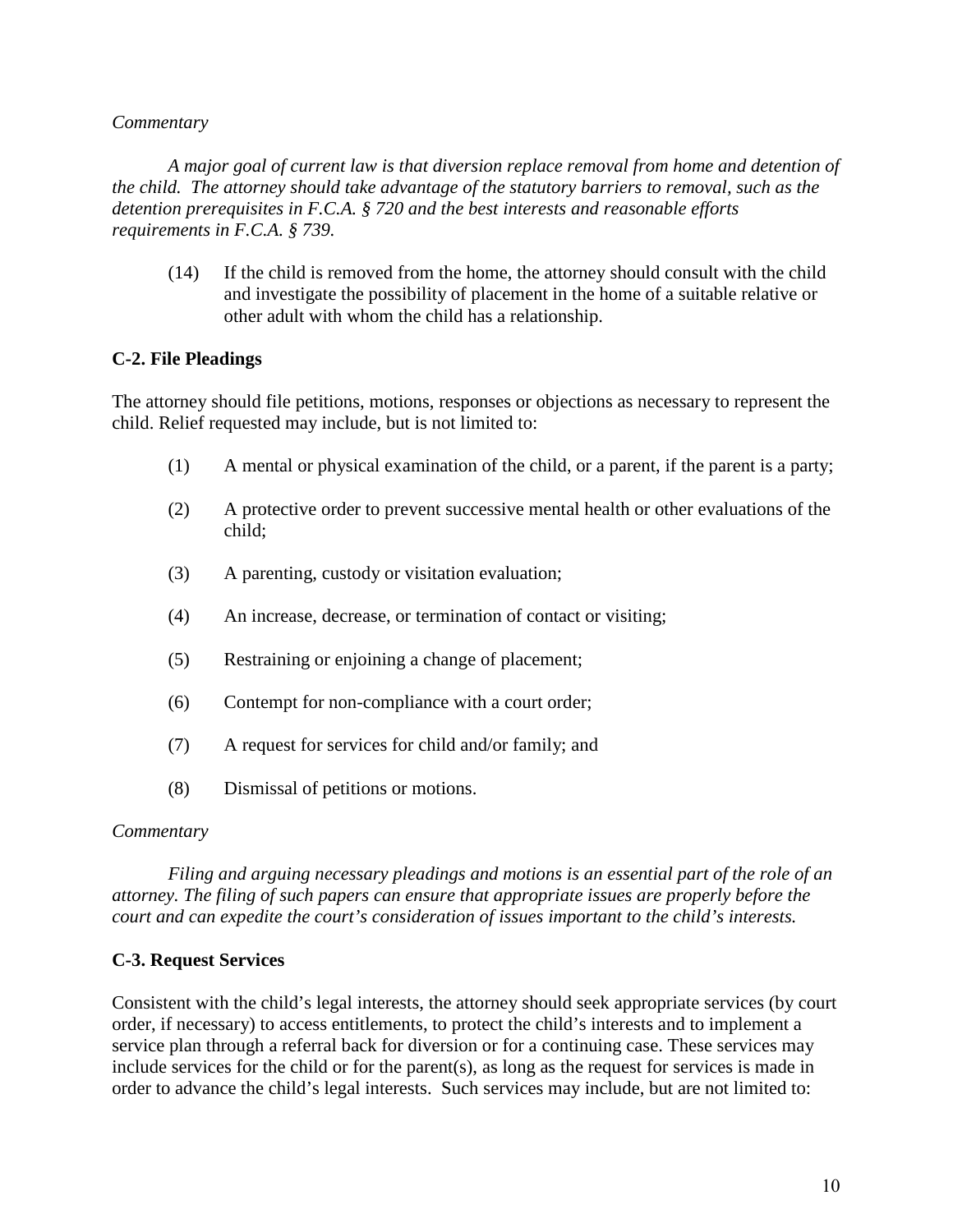*Commentary*

*A major goal of current law is that diversion replace removal from home and detention of the child. The attorney should take advantage of the statutory barriers to removal, such as the detention prerequisites in F.C.A. § 720 and the best interests and reasonable efforts requirements in F.C.A. § 739.*

(14) If the child is removed from the home, the attorney should consult with the child and investigate the possibility of placement in the home of a suitable relative or other adult with whom the child has a relationship.

### C-2. File Pleadings

The attorney should file petitions, motions, responses or objections as necessary to represent the child. Relief requested may include, but is not limited to:

(1) A mental or physical examination of the child, or a parent, if the parent is a party;

(2) A protective order to prevent successive mental health or other evaluations of the child;

(3) A parenting, custody or visitation evaluation;

(4) An increase, decrease, or termination of contact or visiting;

(5) Restraining or enjoining a change of placement;

(6) Contempt for non-compliance with a court order;

(7) A request for services for child and/or family; and

(8) Dismissal of petitions or motions.

*Commentary*

*Filing and arguing necessary pleadings and motions is an essential part of the role of an attorney. The filing of such papers can ensure that appropriate issues are properly before the court and can expedite the court's consideration of issues important to the child's interests.*

### C-3. Request Services

Consistent with the child's legal interests, the attorney should seek appropriate services (by court order, if necessary) to access entitlements, to protect the child's interests and to implement a service plan through a referral back for diversion or for a continuing case. These services may include services for the child or for the parent(s), as long as the request for services is made in order to advance the child's legal interests. Such services may include, but are not limited to: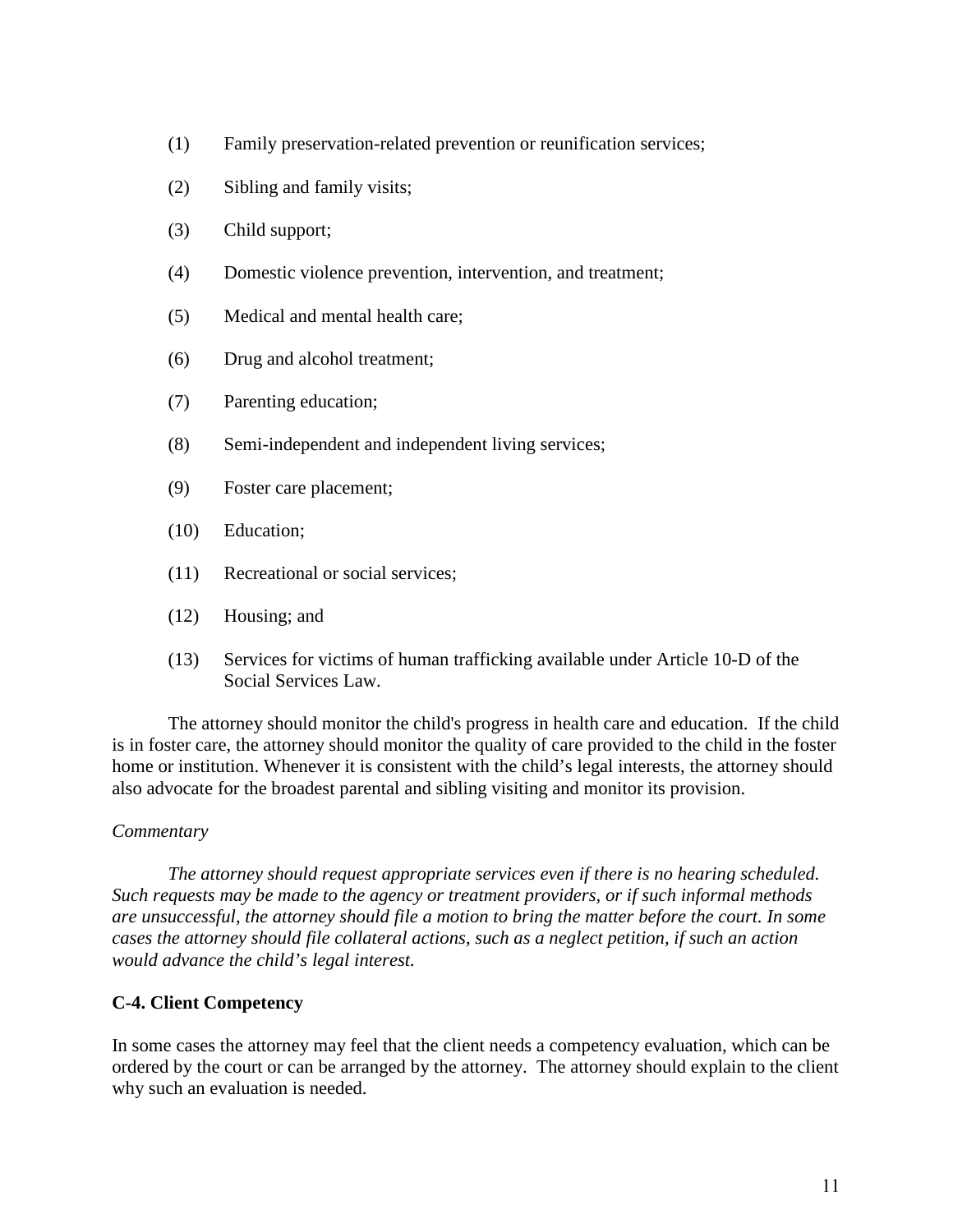(1) Family preservation-related prevention or reunification services;

(2) Sibling and family visits;

(3) Child support;

(4) Domestic violence prevention, intervention, and treatment;

(5) Medical and mental health care;

(6) Drug and alcohol treatment;

(7) Parenting education;

(8) Semi-independent and independent living services;

(9) Foster care placement;

(10) Education;

(11) Recreational or social services;

(12) Housing; and

(13) Services for victims of human trafficking available under Article 10-D of the Social Services Law.

The attorney should monitor the child's progress in health care and education. If the child is in foster care, the attorney should monitor the quality of care provided to the child in the foster home or institution. Whenever it is consistent with the child's legal interests, the attorney should also advocate for the broadest parental and sibling visiting and monitor its provision.

*Commentary*

*The attorney should request appropriate services even if there is no hearing scheduled. Such requests may be made to the agency or treatment providers, or if such informal methods are unsuccessful, the attorney should file a motion to bring the matter before the court. In some cases the attorney should file collateral actions, such as a neglect petition, if such an action would advance the child's legal interest.*

**C-4. Client Competency**

In some cases the attorney may feel that the client needs a competency evaluation, which can be ordered by the court or can be arranged by the attorney. The attorney should explain to the client why such an evaluation is needed.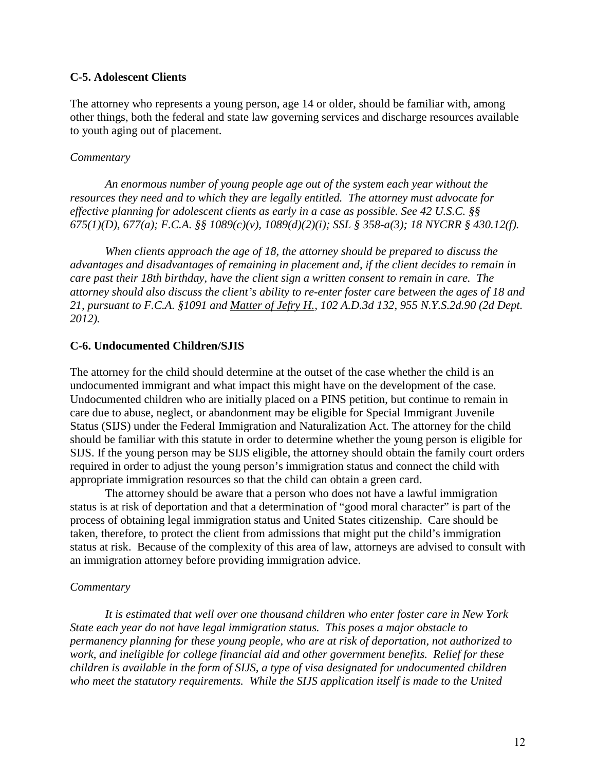## C-5. Adolescent Clients

The attorney who represents a young person, age 14 or older, should be familiar with, among other things, both the federal and state law governing services and discharge resources available to youth aging out of placement.

*Commentary*

*An enormous number of young people age out of the system each year without the resources they need and to which they are legally entitled. The attorney must advocate for effective planning for adolescent clients as early in a case as possible. See 42 U.S.C. §§ 675(1)(D), 677(a); F.C.A. §§ 1089(c)(v), 1089(d)(2)(i); SSL § 358-a(3); 18 NYCRR § 430.12(f).*

*When clients approach the age of 18, the attorney should be prepared to discuss the advantages and disadvantages of remaining in placement and, if the client decides to remain in care past their 18th birthday, have the client sign a written consent to remain in care. The attorney should also discuss the client's ability to re-enter foster care between the ages of 18 and 21, pursuant to F.C.A. §1091 and Matter of Jefry H., 102 A.D.3d 132, 955 N.Y.S.2d.90 (2d Dept. 2012).*

## C-6. Undocumented Children/SJIS

The attorney for the child should determine at the outset of the case whether the child is an undocumented immigrant and what impact this might have on the development of the case. Undocumented children who are initially placed on a PINS petition, but continue to remain in care due to abuse, neglect, or abandonment may be eligible for Special Immigrant Juvenile Status (SIJS) under the Federal Immigration and Naturalization Act. The attorney for the child should be familiar with this statute in order to determine whether the young person is eligible for SIJS. If the young person may be SIJS eligible, the attorney should obtain the family court orders required in order to adjust the young person's immigration status and connect the child with appropriate immigration resources so that the child can obtain a green card.

The attorney should be aware that a person who does not have a lawful immigration status is at risk of deportation and that a determination of "good moral character" is part of the process of obtaining legal immigration status and United States citizenship. Care should be taken, therefore, to protect the client from admissions that might put the child's immigration status at risk. Because of the complexity of this area of law, attorneys are advised to consult with an immigration attorney before providing immigration advice.

*Commentary*

*It is estimated that well over one thousand children who enter foster care in New York State each year do not have legal immigration status. This poses a major obstacle to permanency planning for these young people, who are at risk of deportation, not authorized to work, and ineligible for college financial aid and other government benefits. Relief for these children is available in the form of SIJS, a type of visa designated for undocumented children who meet the statutory requirements. While the SIJS application itself is made to the United*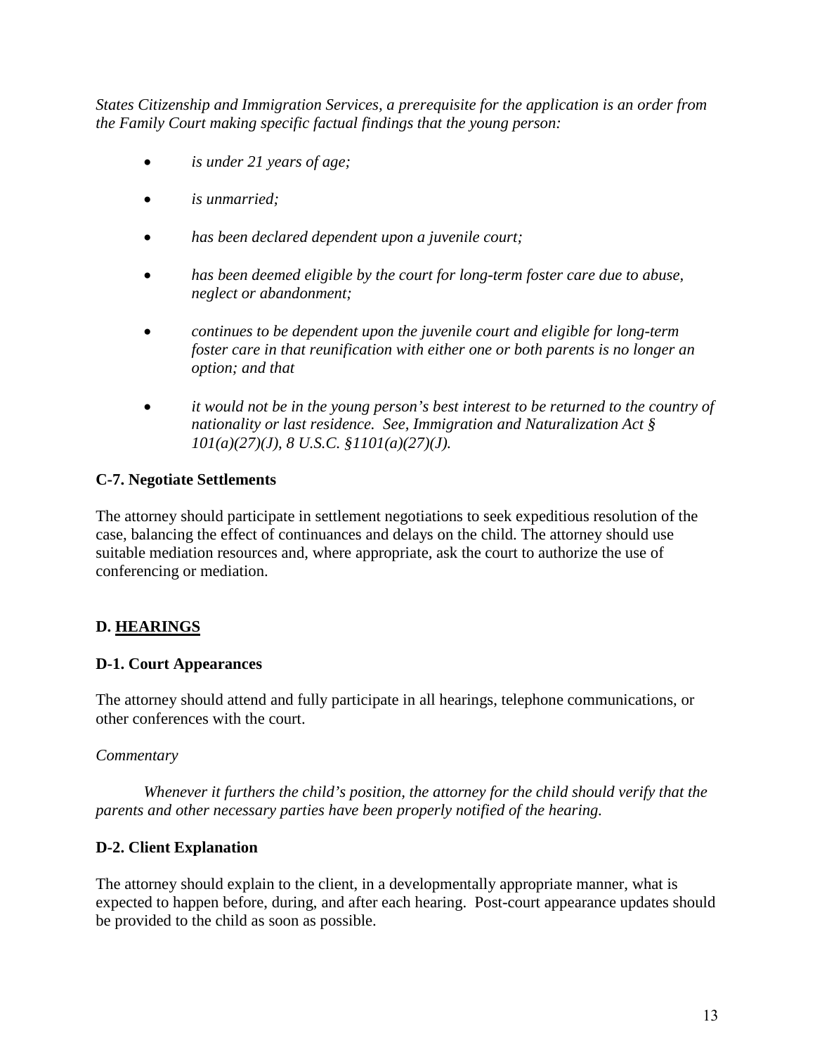*States Citizenship and Immigration Services, a prerequisite for the application is an order from the Family Court making specific factual findings that the young person:*

- *is under 21 years of age;*
- *is unmarried;*
- *has been declared dependent upon a juvenile court;*
- *has been deemed eligible by the court for long-term foster care due to abuse, neglect or abandonment;*
- *continues to be dependent upon the juvenile court and eligible for long-term foster care in that reunification with either one or both parents is no longer an option; and that*
- *it would not be in the young person's best interest to be returned to the country of nationality or last residence. See, Immigration and Naturalization Act § 101(a)(27)(J), 8 U.S.C. §1101(a)(27)(J).*

**C-7. Negotiate Settlements**

The attorney should participate in settlement negotiations to seek expeditious resolution of the case, balancing the effect of continuances and delays on the child. The attorney should use suitable mediation resources and, where appropriate, ask the court to authorize the use of conferencing or mediation.

## D. HEARINGS

**D-1. Court Appearances**

The attorney should attend and fully participate in all hearings, telephone communications, or other conferences with the court.

*Commentary*

*Whenever it furthers the child's position, the attorney for the child should verify that the parents and other necessary parties have been properly notified of the hearing.*

**D-2. Client Explanation**

The attorney should explain to the client, in a developmentally appropriate manner, what is expected to happen before, during, and after each hearing. Post-court appearance updates should be provided to the child as soon as possible.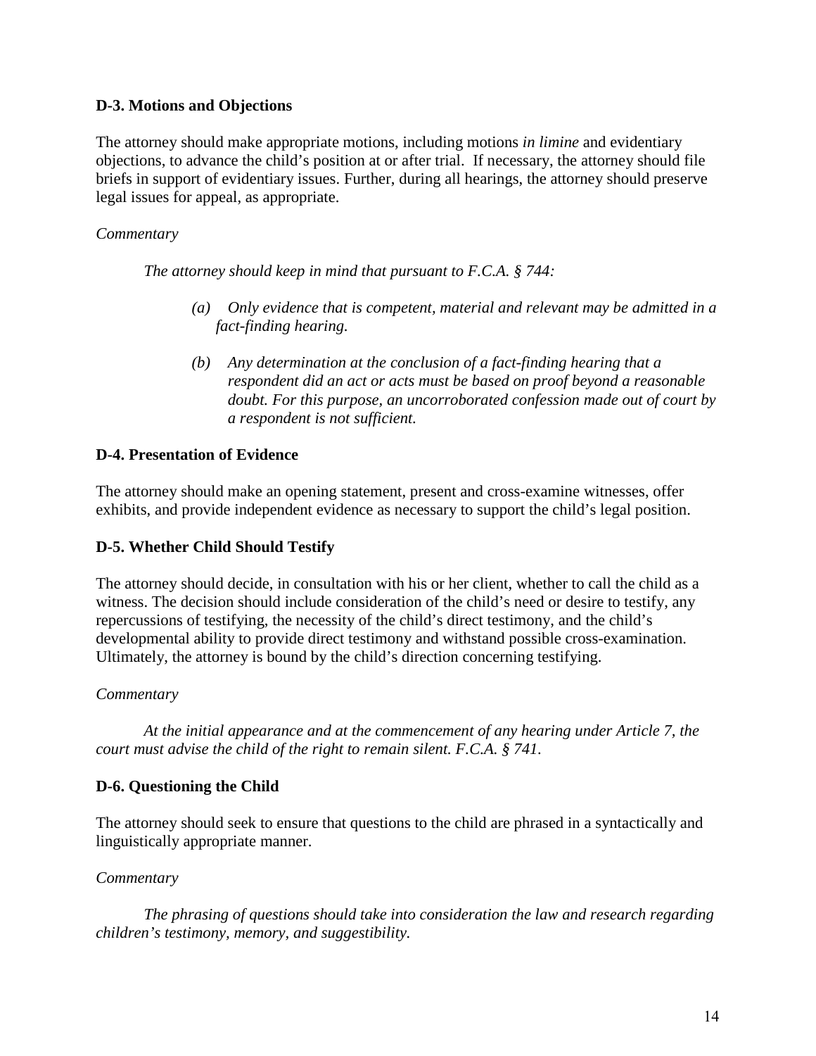### D-3. Motions and Objections

The attorney should make appropriate motions, including motions *in limine* and evidentiary objections, to advance the child's position at or after trial. If necessary, the attorney should file briefs in support of evidentiary issues. Further, during all hearings, the attorney should preserve legal issues for appeal, as appropriate.

*Commentary*

*The attorney should keep in mind that pursuant to F.C.A. § 744:*

> *(a) Only evidence that is competent, material and relevant may be admitted in a fact-finding hearing.*
>
> *(b) Any determination at the conclusion of a fact-finding hearing that a respondent did an act or acts must be based on proof beyond a reasonable doubt. For this purpose, an uncorroborated confession made out of court by a respondent is not sufficient.*

### D-4. Presentation of Evidence

The attorney should make an opening statement, present and cross-examine witnesses, offer exhibits, and provide independent evidence as necessary to support the child's legal position.

### D-5. Whether Child Should Testify

The attorney should decide, in consultation with his or her client, whether to call the child as a witness. The decision should include consideration of the child's need or desire to testify, any repercussions of testifying, the necessity of the child's direct testimony, and the child's developmental ability to provide direct testimony and withstand possible cross-examination. Ultimately, the attorney is bound by the child's direction concerning testifying.

*Commentary*

*At the initial appearance and at the commencement of any hearing under Article 7, the court must advise the child of the right to remain silent. F.C.A. § 741.*

### D-6. Questioning the Child

The attorney should seek to ensure that questions to the child are phrased in a syntactically and linguistically appropriate manner.

*Commentary*

*The phrasing of questions should take into consideration the law and research regarding children's testimony, memory, and suggestibility.*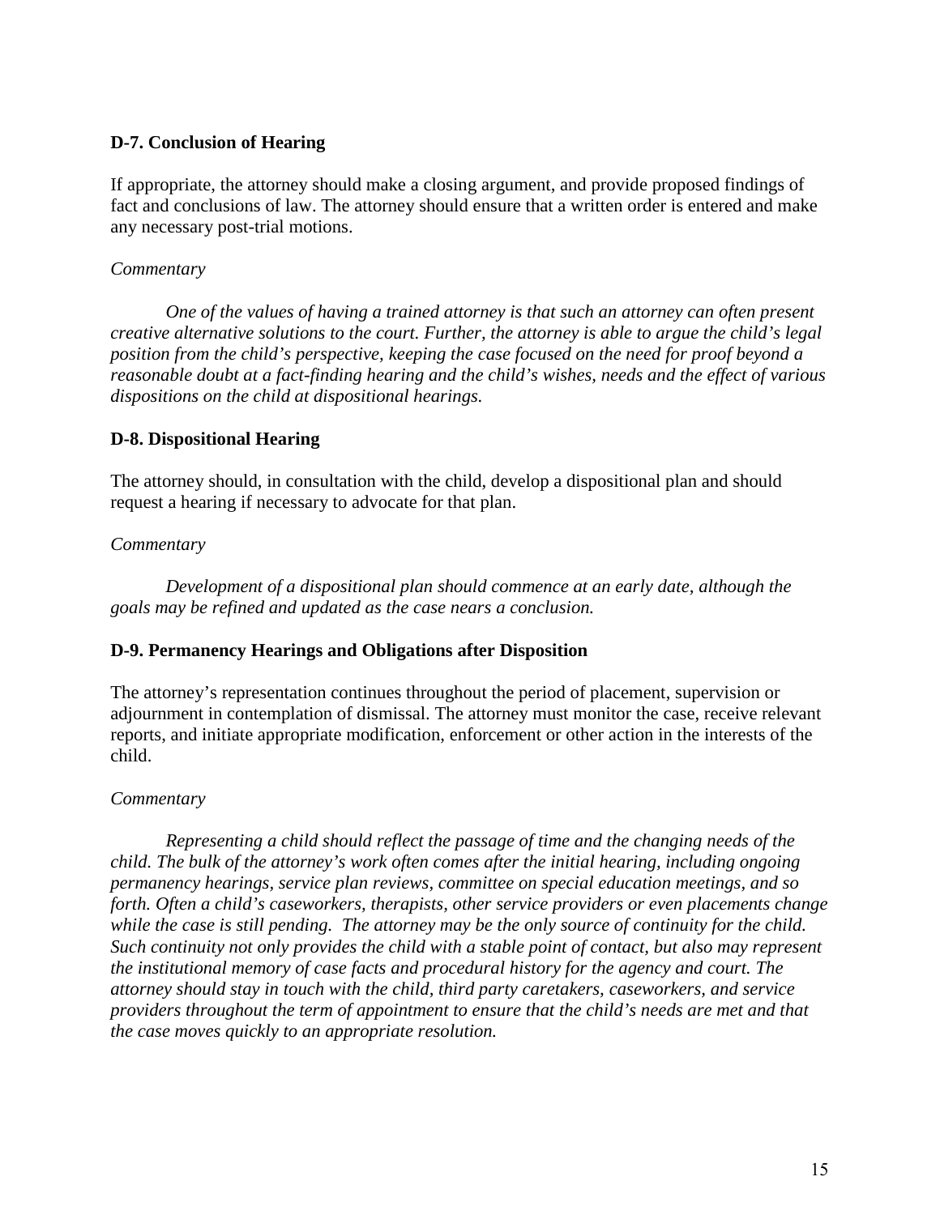### D-7. Conclusion of Hearing

If appropriate, the attorney should make a closing argument, and provide proposed findings of fact and conclusions of law. The attorney should ensure that a written order is entered and make any necessary post-trial motions.

*Commentary*

*One of the values of having a trained attorney is that such an attorney can often present creative alternative solutions to the court. Further, the attorney is able to argue the child's legal position from the child's perspective, keeping the case focused on the need for proof beyond a reasonable doubt at a fact-finding hearing and the child's wishes, needs and the effect of various dispositions on the child at dispositional hearings.*

### D-8. Dispositional Hearing

The attorney should, in consultation with the child, develop a dispositional plan and should request a hearing if necessary to advocate for that plan.

*Commentary*

*Development of a dispositional plan should commence at an early date, although the goals may be refined and updated as the case nears a conclusion.*

### D-9. Permanency Hearings and Obligations after Disposition

The attorney's representation continues throughout the period of placement, supervision or adjournment in contemplation of dismissal. The attorney must monitor the case, receive relevant reports, and initiate appropriate modification, enforcement or other action in the interests of the child.

*Commentary*

*Representing a child should reflect the passage of time and the changing needs of the child. The bulk of the attorney's work often comes after the initial hearing, including ongoing permanency hearings, service plan reviews, committee on special education meetings, and so forth. Often a child's caseworkers, therapists, other service providers or even placements change while the case is still pending. The attorney may be the only source of continuity for the child. Such continuity not only provides the child with a stable point of contact, but also may represent the institutional memory of case facts and procedural history for the agency and court. The attorney should stay in touch with the child, third party caretakers, caseworkers, and service providers throughout the term of appointment to ensure that the child's needs are met and that the case moves quickly to an appropriate resolution.*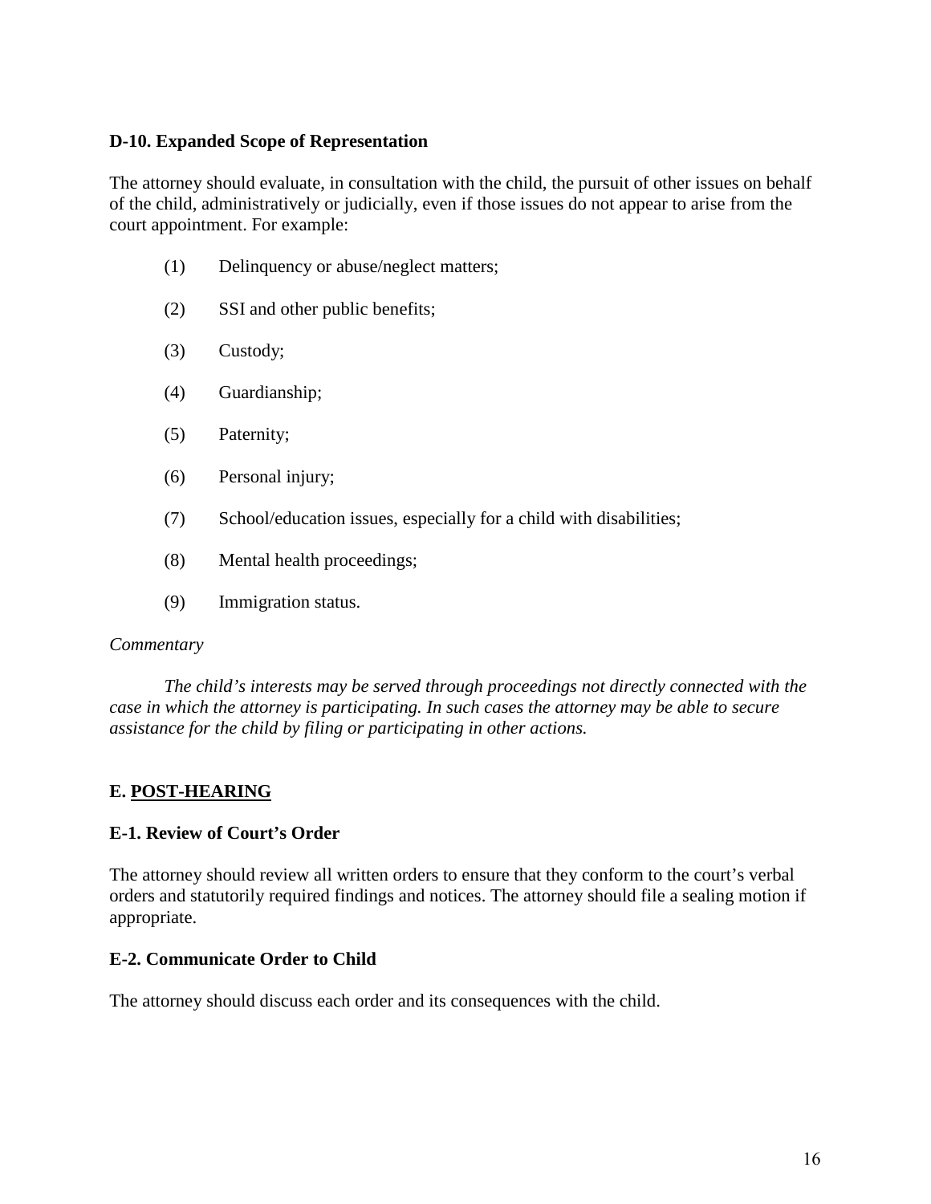**D-10. Expanded Scope of Representation**

The attorney should evaluate, in consultation with the child, the pursuit of other issues on behalf of the child, administratively or judicially, even if those issues do not appear to arise from the court appointment. For example:

(1) Delinquency or abuse/neglect matters;

(2) SSI and other public benefits;

(3) Custody;

(4) Guardianship;

(5) Paternity;

(6) Personal injury;

(7) School/education issues, especially for a child with disabilities;

(8) Mental health proceedings;

(9) Immigration status.

*Commentary*

*The child's interests may be served through proceedings not directly connected with the case in which the attorney is participating. In such cases the attorney may be able to secure assistance for the child by filing or participating in other actions.*

## E. POST-HEARING

**E-1. Review of Court's Order**

The attorney should review all written orders to ensure that they conform to the court's verbal orders and statutorily required findings and notices. The attorney should file a sealing motion if appropriate.

**E-2. Communicate Order to Child**

The attorney should discuss each order and its consequences with the child.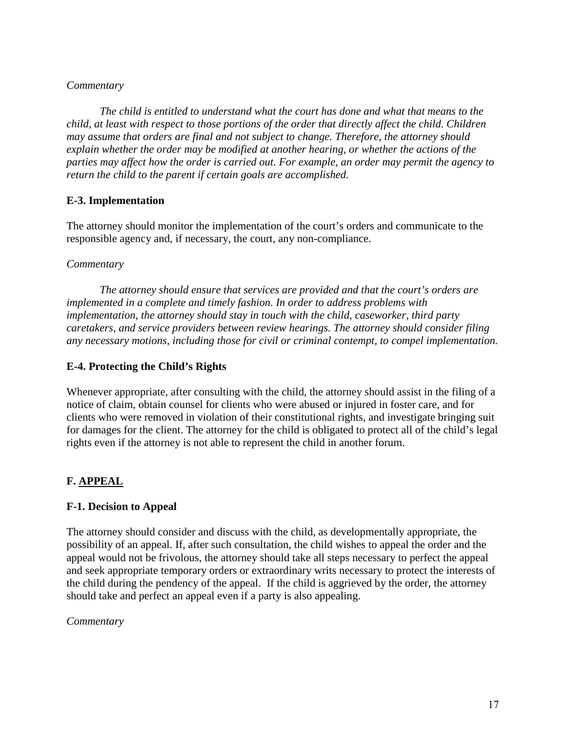*Commentary*

*The child is entitled to understand what the court has done and what that means to the child, at least with respect to those portions of the order that directly affect the child. Children may assume that orders are final and not subject to change. Therefore, the attorney should explain whether the order may be modified at another hearing, or whether the actions of the parties may affect how the order is carried out. For example, an order may permit the agency to return the child to the parent if certain goals are accomplished.*

### E-3. Implementation

The attorney should monitor the implementation of the court's orders and communicate to the responsible agency and, if necessary, the court, any non-compliance.

*Commentary*

*The attorney should ensure that services are provided and that the court's orders are implemented in a complete and timely fashion. In order to address problems with implementation, the attorney should stay in touch with the child, caseworker, third party caretakers, and service providers between review hearings. The attorney should consider filing any necessary motions, including those for civil or criminal contempt, to compel implementation.*

### E-4. Protecting the Child's Rights

Whenever appropriate, after consulting with the child, the attorney should assist in the filing of a notice of claim, obtain counsel for clients who were abused or injured in foster care, and for clients who were removed in violation of their constitutional rights, and investigate bringing suit for damages for the client. The attorney for the child is obligated to protect all of the child's legal rights even if the attorney is not able to represent the child in another forum.

## F. APPEAL

### F-1. Decision to Appeal

The attorney should consider and discuss with the child, as developmentally appropriate, the possibility of an appeal. If, after such consultation, the child wishes to appeal the order and the appeal would not be frivolous, the attorney should take all steps necessary to perfect the appeal and seek appropriate temporary orders or extraordinary writs necessary to protect the interests of the child during the pendency of the appeal. If the child is aggrieved by the order, the attorney should take and perfect an appeal even if a party is also appealing.

*Commentary*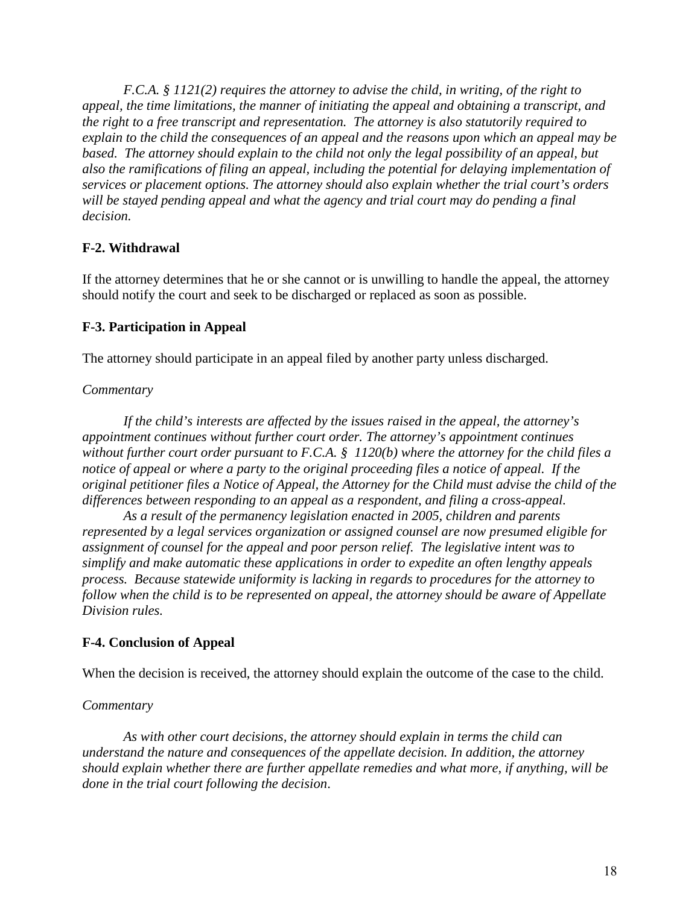*F.C.A. § 1121(2) requires the attorney to advise the child, in writing, of the right to appeal, the time limitations, the manner of initiating the appeal and obtaining a transcript, and the right to a free transcript and representation. The attorney is also statutorily required to explain to the child the consequences of an appeal and the reasons upon which an appeal may be based. The attorney should explain to the child not only the legal possibility of an appeal, but also the ramifications of filing an appeal, including the potential for delaying implementation of services or placement options. The attorney should also explain whether the trial court's orders will be stayed pending appeal and what the agency and trial court may do pending a final decision.*

**F-2. Withdrawal**

If the attorney determines that he or she cannot or is unwilling to handle the appeal, the attorney should notify the court and seek to be discharged or replaced as soon as possible.

**F-3. Participation in Appeal**

The attorney should participate in an appeal filed by another party unless discharged.

*Commentary*

*If the child's interests are affected by the issues raised in the appeal, the attorney's appointment continues without further court order. The attorney's appointment continues without further court order pursuant to F.C.A. § 1120(b) where the attorney for the child files a notice of appeal or where a party to the original proceeding files a notice of appeal. If the original petitioner files a Notice of Appeal, the Attorney for the Child must advise the child of the differences between responding to an appeal as a respondent, and filing a cross-appeal.*

*As a result of the permanency legislation enacted in 2005, children and parents represented by a legal services organization or assigned counsel are now presumed eligible for assignment of counsel for the appeal and poor person relief. The legislative intent was to simplify and make automatic these applications in order to expedite an often lengthy appeals process. Because statewide uniformity is lacking in regards to procedures for the attorney to follow when the child is to be represented on appeal, the attorney should be aware of Appellate Division rules.*

**F-4. Conclusion of Appeal**

When the decision is received, the attorney should explain the outcome of the case to the child.

*Commentary*

*As with other court decisions, the attorney should explain in terms the child can understand the nature and consequences of the appellate decision. In addition, the attorney should explain whether there are further appellate remedies and what more, if anything, will be done in the trial court following the decision.*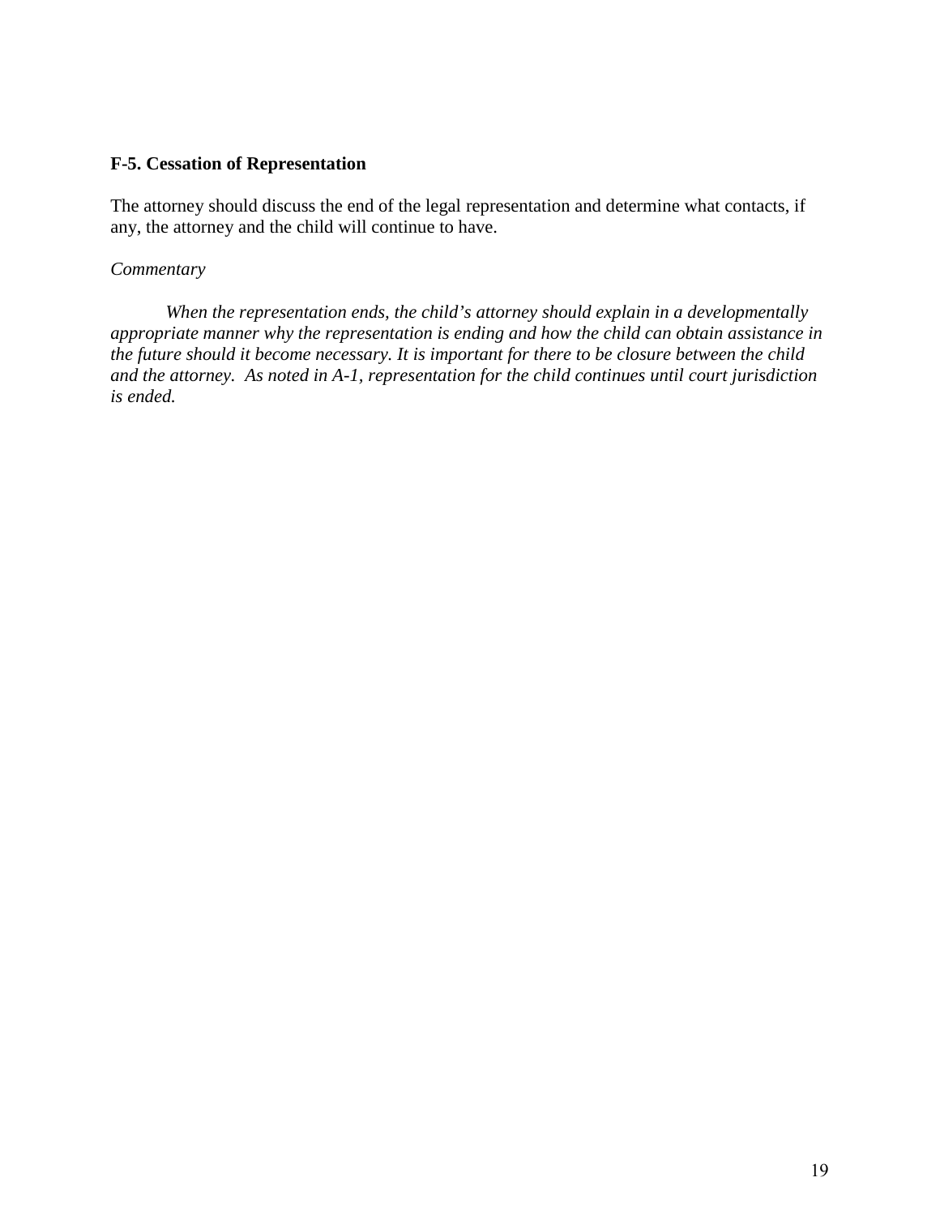**F-5. Cessation of Representation**

The attorney should discuss the end of the legal representation and determine what contacts, if any, the attorney and the child will continue to have.

*Commentary*

*When the representation ends, the child's attorney should explain in a developmentally appropriate manner why the representation is ending and how the child can obtain assistance in the future should it become necessary. It is important for there to be closure between the child and the attorney. As noted in A-1, representation for the child continues until court jurisdiction is ended.*